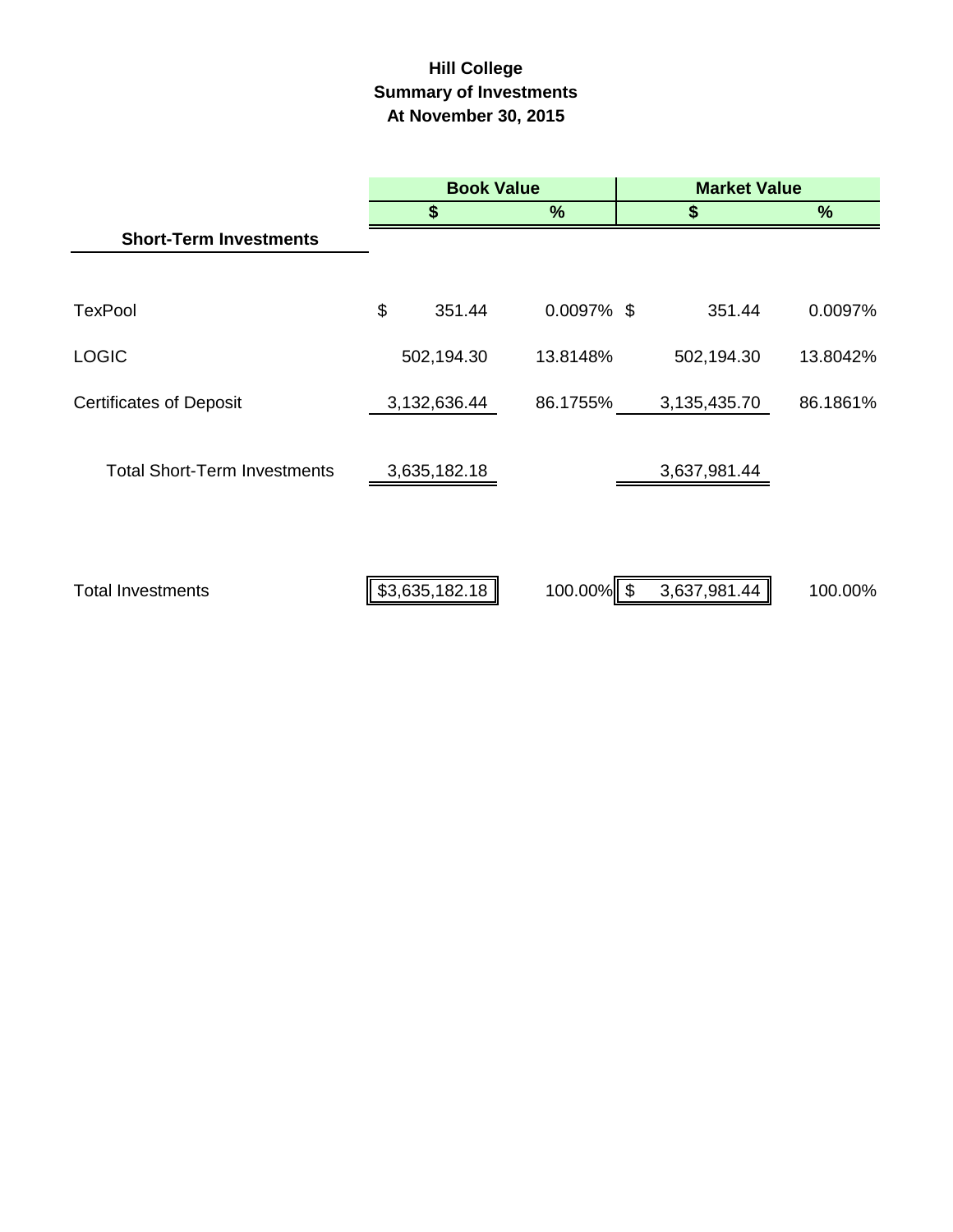# Hill College
## Summary of Investments
### At November 30, 2015

| | Book Value | | Market Value | |
|---|---|---|---|---|
| | $ | % | $ | % |
| **Short-Term Investments** | | | | |
| TexPool | $ 351.44 | 0.0097% | $ 351.44 | 0.0097% |
| LOGIC | 502,194.30 | 13.8148% | 502,194.30 | 13.8042% |
| Certificates of Deposit | 3,132,636.44 | 86.1755% | 3,135,435.70 | 86.1861% |
| Total Short-Term Investments | 3,635,182.18 | | 3,637,981.44 | |
| Total Investments | $3,635,182.18 | 100.00% | $ 3,637,981.44 | 100.00% |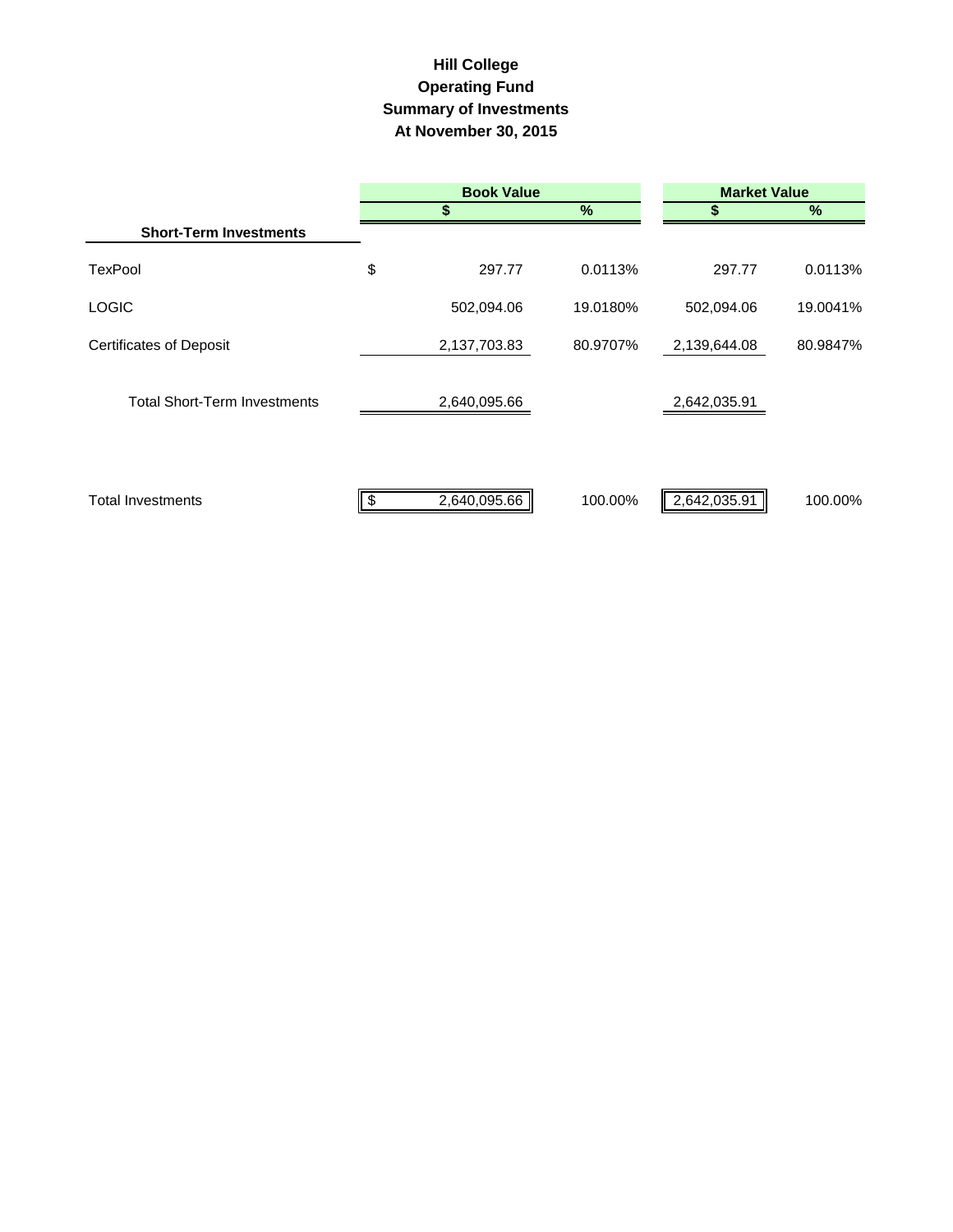# Hill College
## Operating Fund
## Summary of Investments
## At November 30, 2015

| | Book Value | | Market Value | |
|---|---|---|---|---|
| | $ | % | $ | % |
| **Short-Term Investments** | | | | |
| TexPool | $ 297.77 | 0.0113% | 297.77 | 0.0113% |
| LOGIC | 502,094.06 | 19.0180% | 502,094.06 | 19.0041% |
| Certificates of Deposit | 2,137,703.83 | 80.9707% | 2,139,644.08 | 80.9847% |
| Total Short-Term Investments | 2,640,095.66 | | 2,642,035.91 | |
| Total Investments | $ 2,640,095.66 | 100.00% | 2,642,035.91 | 100.00% |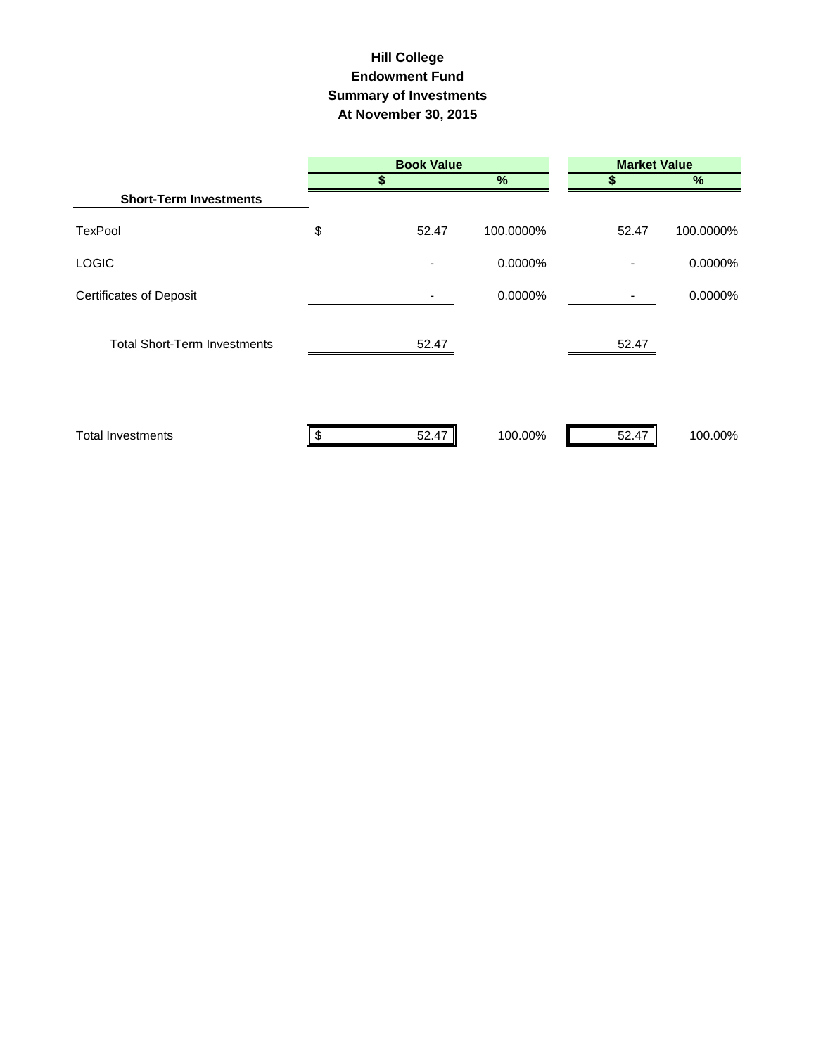# Hill College
## Endowment Fund
## Summary of Investments
## At November 30, 2015

| | Book Value | | Market Value | |
|---|---|---|---|---|
| | $ | % | $ | % |
| **Short-Term Investments** | | | | |
| TexPool | $ 52.47 | 100.0000% | 52.47 | 100.0000% |
| LOGIC | - | 0.0000% | - | 0.0000% |
| Certificates of Deposit | - | 0.0000% | - | 0.0000% |
| Total Short-Term Investments | 52.47 | | 52.47 | |
| Total Investments | $ 52.47 | 100.00% | 52.47 | 100.00% |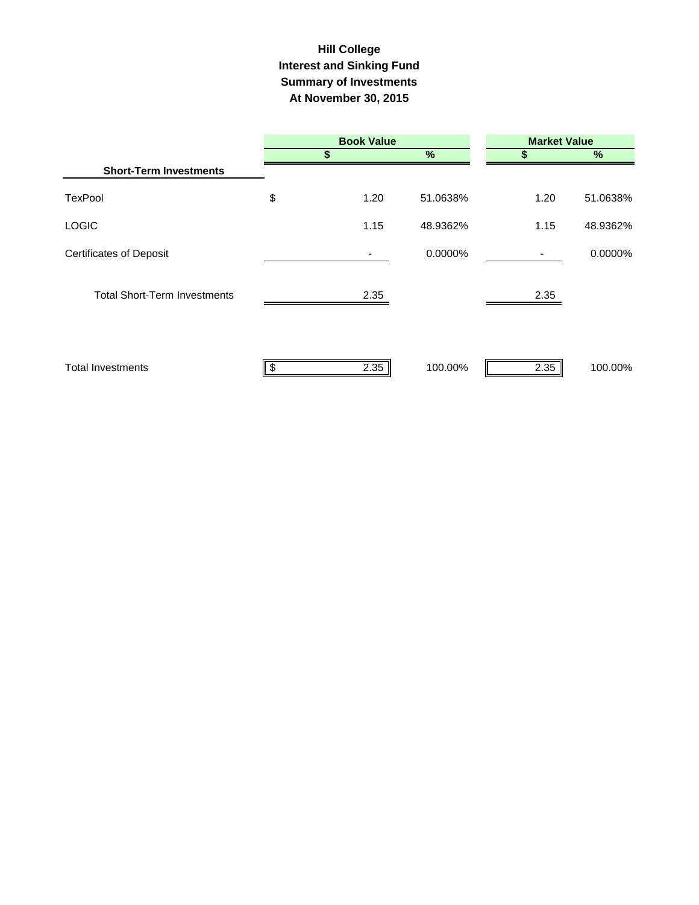# Hill College
## Interest and Sinking Fund
## Summary of Investments
## At November 30, 2015

| | Book Value | | Market Value | |
|---|---|---|---|---|
| | $ | % | $ | % |
| **Short-Term Investments** | | | | |
| TexPool | $ 1.20 | 51.0638% | 1.20 | 51.0638% |
| LOGIC | 1.15 | 48.9362% | 1.15 | 48.9362% |
| Certificates of Deposit | - | 0.0000% | - | 0.0000% |
| Total Short-Term Investments | 2.35 | | 2.35 | |
| Total Investments | $ 2.35 | 100.00% | 2.35 | 100.00% |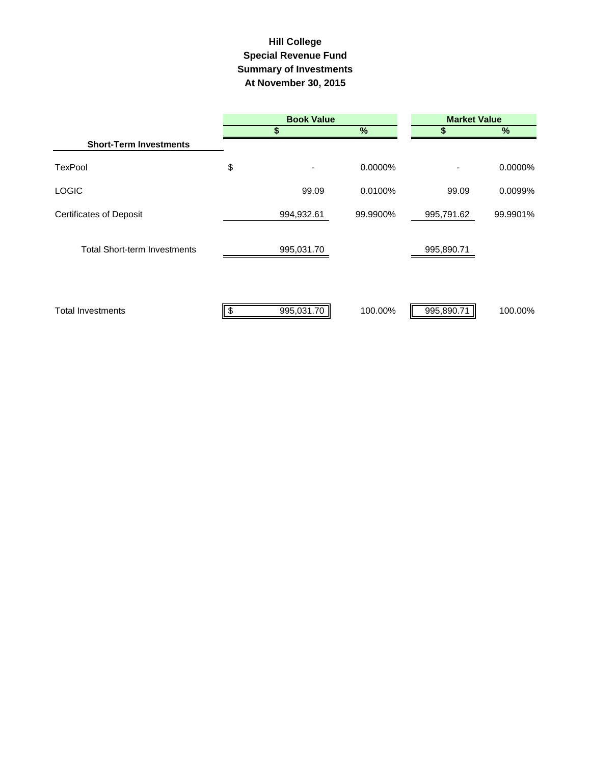# Hill College
## Special Revenue Fund
## Summary of Investments
## At November 30, 2015

| | Book Value | | Market Value | |
|---|---|---|---|---|
| | $ | % | $ | % |
| **Short-Term Investments** | | | | |
| TexPool | $ - | 0.0000% | - | 0.0000% |
| LOGIC | 99.09 | 0.0100% | 99.09 | 0.0099% |
| Certificates of Deposit | 994,932.61 | 99.9900% | 995,791.62 | 99.9901% |
| Total Short-term Investments | 995,031.70 | | 995,890.71 | |
| Total Investments | $ 995,031.70 | 100.00% | 995,890.71 | 100.00% |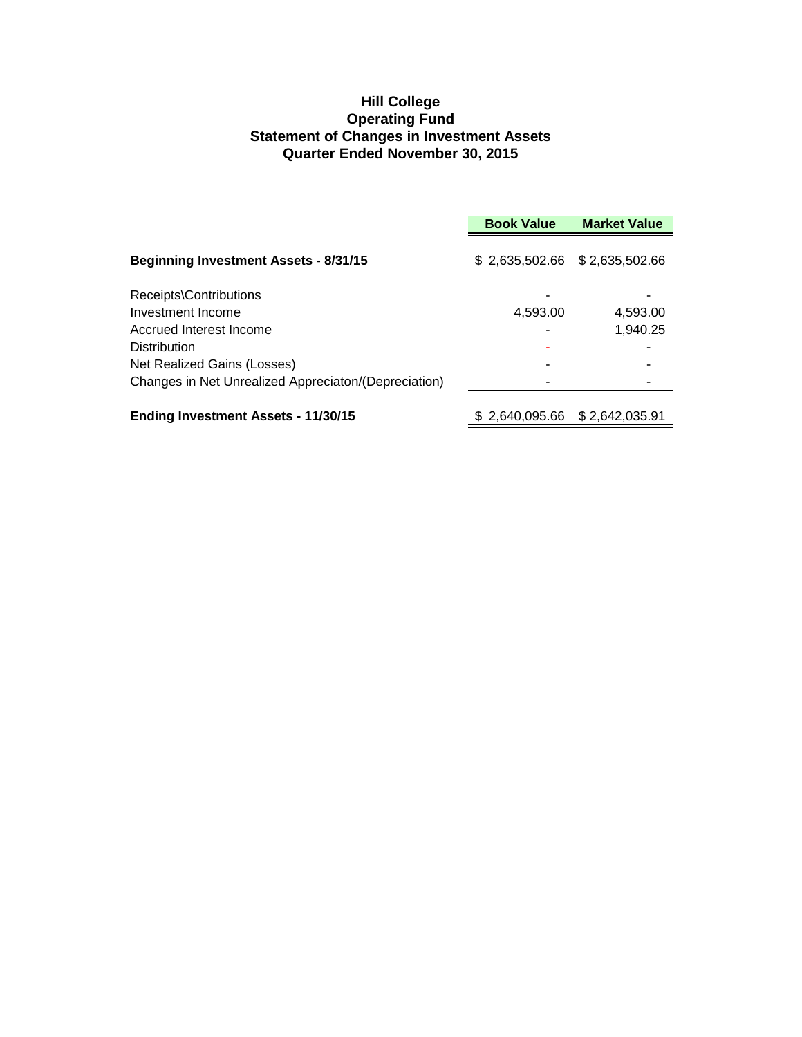# Hill College
## Operating Fund
## Statement of Changes in Investment Assets
## Quarter Ended November 30, 2015

| | Book Value | Market Value |
|---|---|---|
| **Beginning Investment Assets - 8/31/15** | $ 2,635,502.66 | $ 2,635,502.66 |
| Receipts\Contributions | - | - |
| Investment Income | 4,593.00 | 4,593.00 |
| Accrued Interest Income | - | 1,940.25 |
| Distribution | - | - |
| Net Realized Gains (Losses) | - | - |
| Changes in Net Unrealized Appreciaton/(Depreciation) | - | - |
| **Ending Investment Assets - 11/30/15** | $ 2,640,095.66 | $ 2,642,035.91 |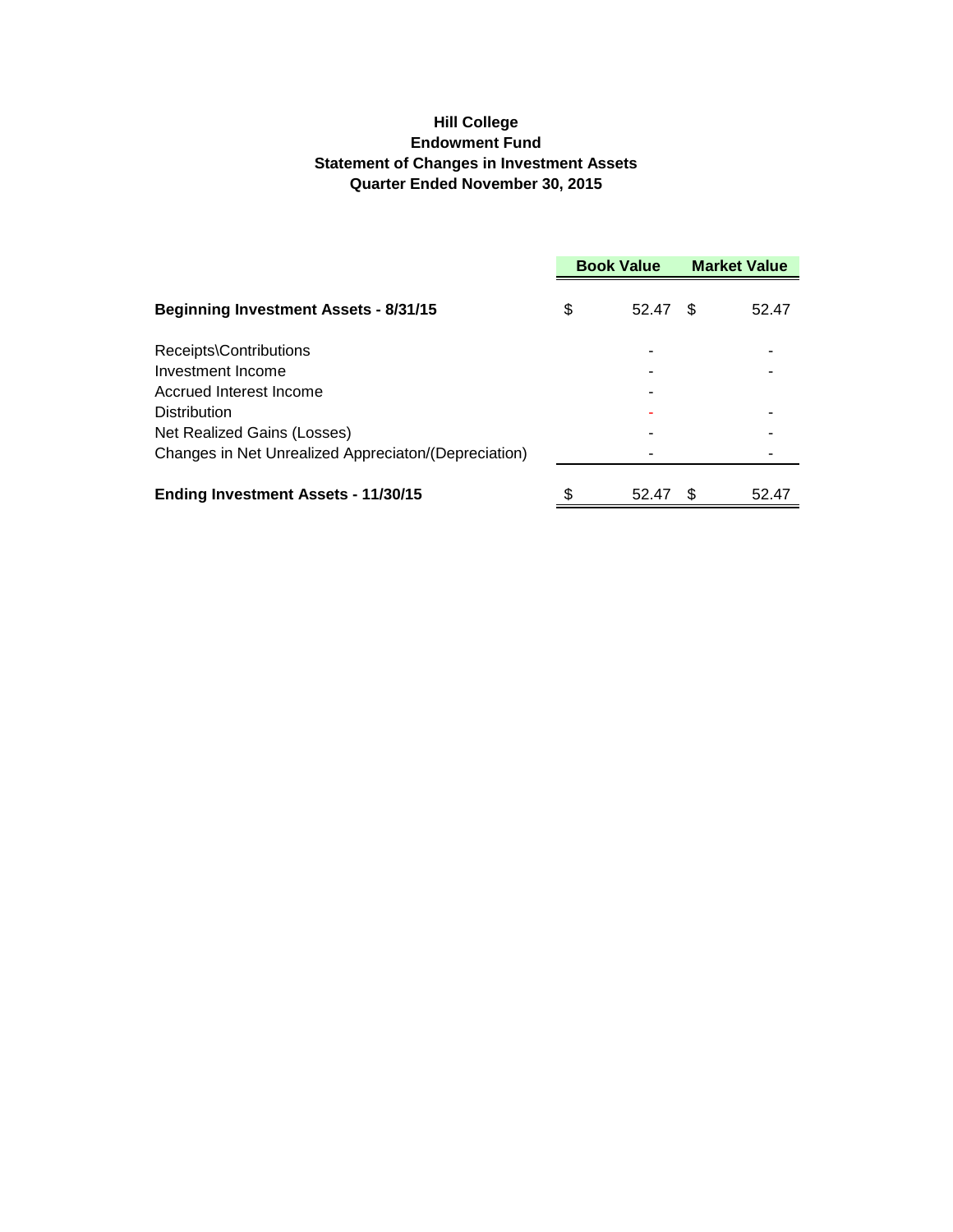**Hill College**
**Endowment Fund**
**Statement of Changes in Investment Assets**
**Quarter Ended November 30, 2015**

| | Book Value | Market Value |
|---|---|---|
| **Beginning Investment Assets - 8/31/15** | $ 52.47 | $ 52.47 |
| Receipts\Contributions | - | - |
| Investment Income | - | - |
| Accrued Interest Income | - | |
| Distribution | - | - |
| Net Realized Gains (Losses) | - | - |
| Changes in Net Unrealized Appreciaton/(Depreciation) | - | - |
| **Ending Investment Assets - 11/30/15** | $ 52.47 | $ 52.47 |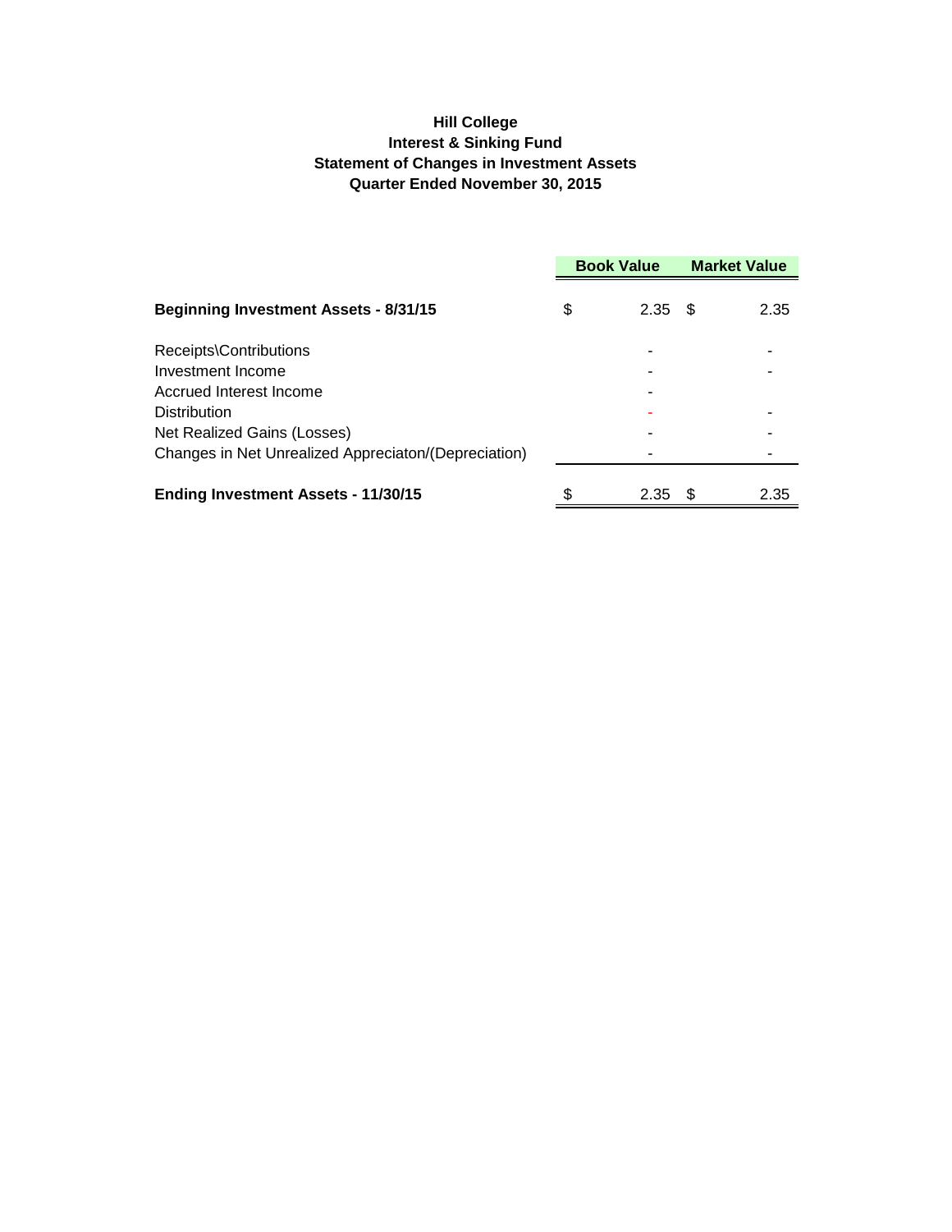# Hill College
## Interest & Sinking Fund
## Statement of Changes in Investment Assets
## Quarter Ended November 30, 2015

| | Book Value | Market Value |
|---|---|---|
| **Beginning Investment Assets - 8/31/15** | $ 2.35 | $ 2.35 |
| Receipts\Contributions | - | - |
| Investment Income | - | - |
| Accrued Interest Income | - | |
| Distribution | - | - |
| Net Realized Gains (Losses) | - | - |
| Changes in Net Unrealized Appreciaton/(Depreciation) | - | - |
| **Ending Investment Assets - 11/30/15** | $ 2.35 | $ 2.35 |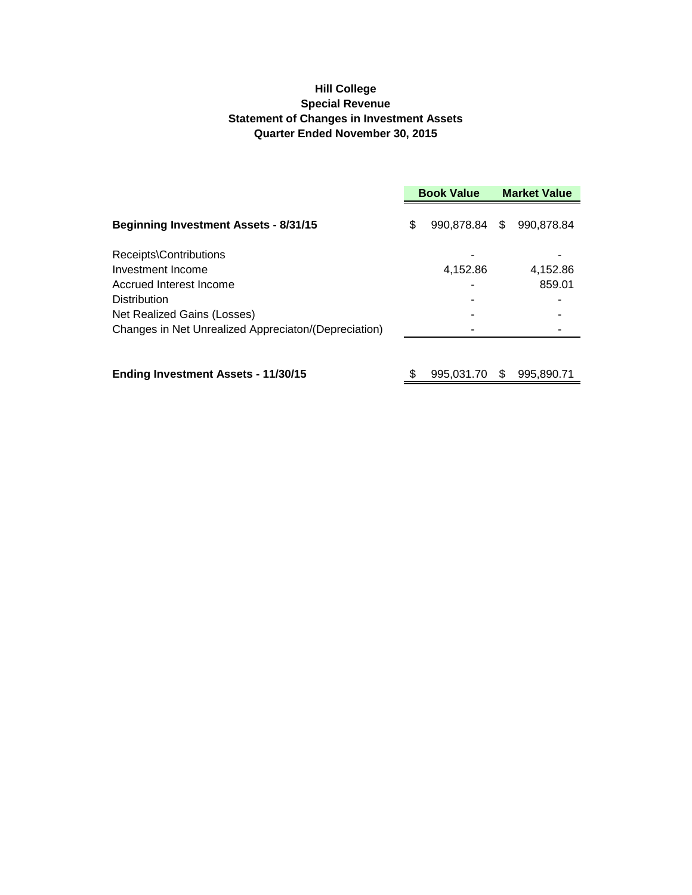**Hill College**
**Special Revenue**
**Statement of Changes in Investment Assets**
**Quarter Ended November 30, 2015**

| | Book Value | Market Value |
|---|---|---|
| **Beginning Investment Assets - 8/31/15** | $ 990,878.84 | $ 990,878.84 |
| Receipts\Contributions | - | - |
| Investment Income | 4,152.86 | 4,152.86 |
| Accrued Interest Income | - | 859.01 |
| Distribution | - | - |
| Net Realized Gains (Losses) | - | - |
| Changes in Net Unrealized Appreciaton/(Depreciation) | - | - |
| **Ending Investment Assets - 11/30/15** | $ 995,031.70 | $ 995,890.71 |